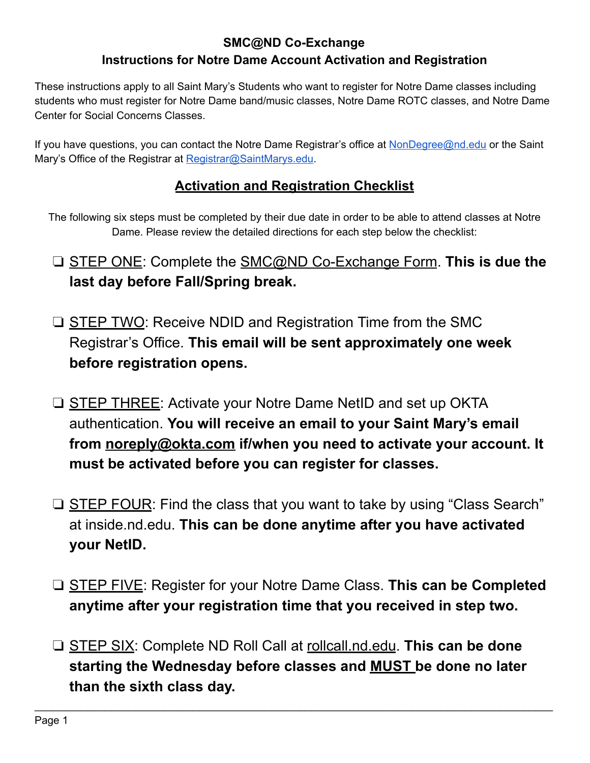**SMC@ND Co-Exchange**

**Instructions for Notre Dame Account Activation and Registration**

These instructions apply to all Saint Mary's Students who want to register for Notre Dame classes including students who must register for Notre Dame band/music classes, Notre Dame ROTC classes, and Notre Dame Center for Social Concerns Classes.

If you have questions, you can contact the Notre Dame Registrar's office at NonDegree@nd.edu or the Saint Mary's Office of the Registrar at Registrar@SaintMarys.edu.

## Activation and Registration Checklist

The following six steps must be completed by their due date in order to be able to attend classes at Notre Dame. Please review the detailed directions for each step below the checklist:

- ❑ STEP ONE: Complete the SMC@ND Co-Exchange Form. **This is due the last day before Fall/Spring break.**

- ❑ STEP TWO: Receive NDID and Registration Time from the SMC Registrar's Office. **This email will be sent approximately one week before registration opens.**

- ❑ STEP THREE: Activate your Notre Dame NetID and set up OKTA authentication. **You will receive an email to your Saint Mary's email from noreply@okta.com if/when you need to activate your account. It must be activated before you can register for classes.**

- ❑ STEP FOUR: Find the class that you want to take by using "Class Search" at inside.nd.edu. **This can be done anytime after you have activated your NetID.**

- ❑ STEP FIVE: Register for your Notre Dame Class. **This can be Completed anytime after your registration time that you received in step two.**

- ❑ STEP SIX: Complete ND Roll Call at rollcall.nd.edu. **This can be done starting the Wednesday before classes and MUST be done no later than the sixth class day.**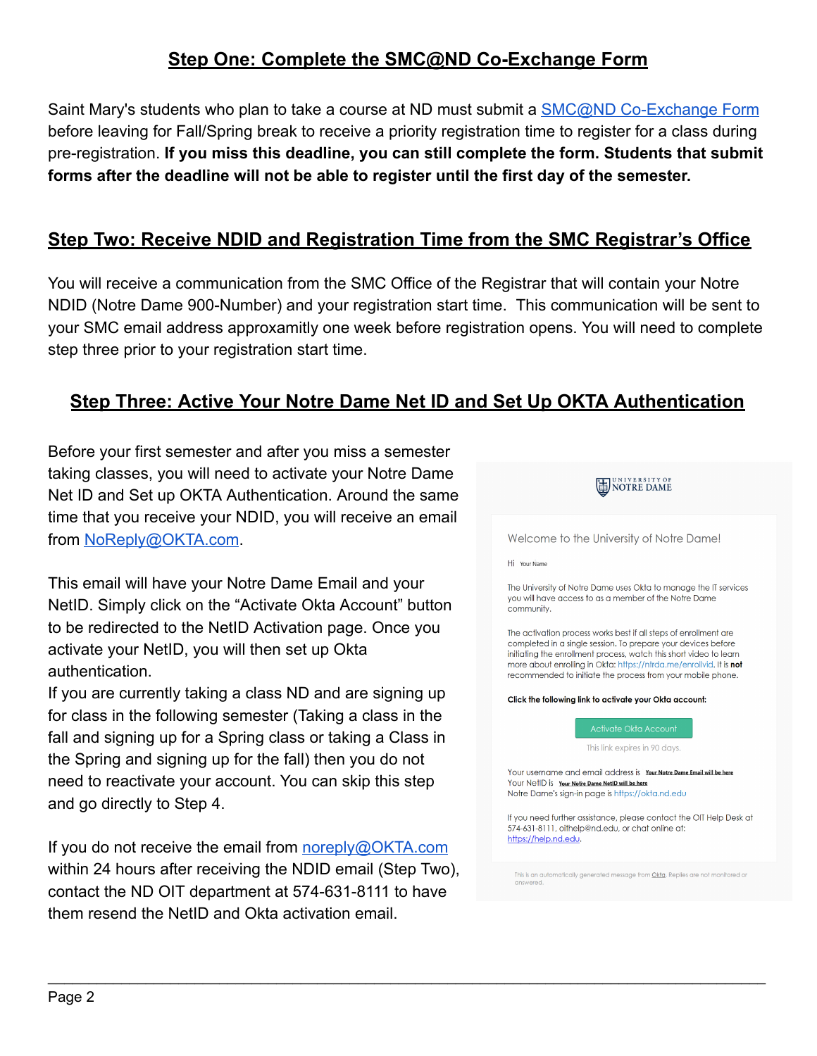## Step One: Complete the SMC@ND Co-Exchange Form

Saint Mary's students who plan to take a course at ND must submit a [SMC@ND Co-Exchange Form](#) before leaving for Fall/Spring break to receive a priority registration time to register for a class during pre-registration. **If you miss this deadline, you can still complete the form. Students that submit forms after the deadline will not be able to register until the first day of the semester.**

## Step Two: Receive NDID and Registration Time from the SMC Registrar's Office

You will receive a communication from the SMC Office of the Registrar that will contain your Notre NDID (Notre Dame 900-Number) and your registration start time. This communication will be sent to your SMC email address approxamitly one week before registration opens. You will need to complete step three prior to your registration start time.

## Step Three: Active Your Notre Dame Net ID and Set Up OKTA Authentication

Before your first semester and after you miss a semester taking classes, you will need to activate your Notre Dame Net ID and Set up OKTA Authentication. Around the same time that you receive your NDID, you will receive an email from [NoReply@OKTA.com](mailto:NoReply@OKTA.com).

This email will have your Notre Dame Email and your NetID. Simply click on the "Activate Okta Account" button to be redirected to the NetID Activation page. Once you activate your NetID, you will then set up Okta authentication.

If you are currently taking a class ND and are signing up for class in the following semester (Taking a class in the fall and signing up for a Spring class or taking a Class in the Spring and signing up for the fall) then you do not need to reactivate your account. You can skip this step and go directly to Step 4.

If you do not receive the email from [noreply@OKTA.com](mailto:noreply@OKTA.com) within 24 hours after receiving the NDID email (Step Two), contact the ND OIT department at 574-631-8111 to have them resend the NetID and Okta activation email.

> UNIVERSITY OF NOTRE DAME
>
> Welcome to the University of Notre Dame!
>
> Hi Your Name
>
> The University of Notre Dame uses Okta to manage the IT services you will have access to as a member of the Notre Dame community.
>
> The activation process works best if all steps of enrollment are completed in a single session. To prepare your devices before initiating the enrollment process, watch this short video to learn more about enrolling in Okta: https://ntrda.me/enrollvid. It is **not** recommended to initiate the process from your mobile phone.
>
> **Click the following link to activate your Okta account:**
>
> Activate Okta Account
>
> This link expires in 90 days.
>
> Your username and email address is Your Notre Dame Email will be here
> Your NetID is Your Notre Dame NetID will be here
> Notre Dame's sign-in page is https://okta.nd.edu
>
> If you need further assistance, please contact the OIT Help Desk at 574-631-8111, oithelp@nd.edu, or chat online at: https://help.nd.edu.
>
> This is an automatically generated message from Okta. Replies are not monitored or answered.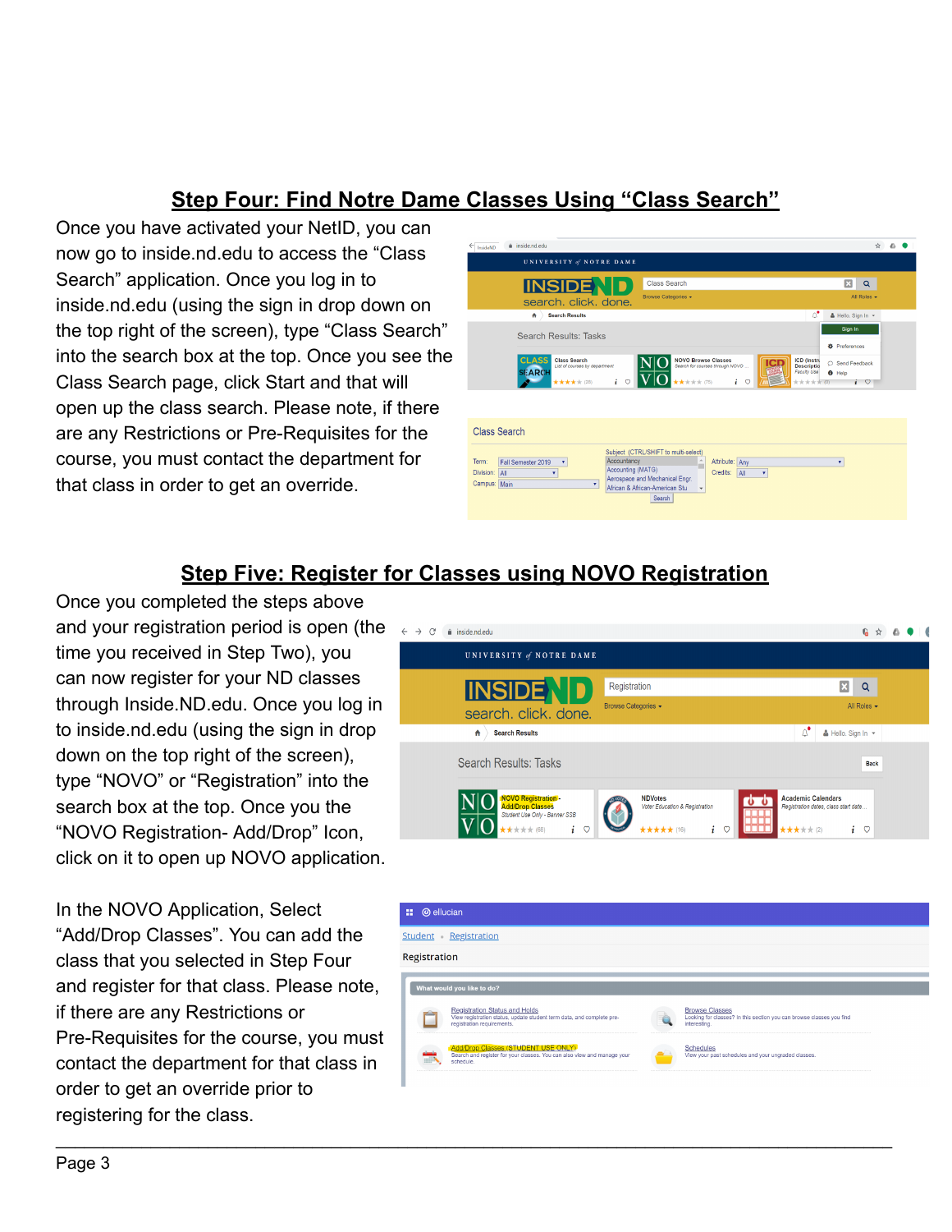## Step Four: Find Notre Dame Classes Using "Class Search"

Once you have activated your NetID, you can now go to inside.nd.edu to access the "Class Search" application. Once you log in to inside.nd.edu (using the sign in drop down on the top right of the screen), type "Class Search" into the search box at the top. Once you see the Class Search page, click Start and that will open up the class search. Please note, if there are any Restrictions or Pre-Requisites for the course, you must contact the department for that class in order to get an override.

## Step Five: Register for Classes using NOVO Registration

Once you completed the steps above and your registration period is open (the time you received in Step Two), you can now register for your ND classes through Inside.ND.edu. Once you log in to inside.nd.edu (using the sign in drop down on the top right of the screen), type "NOVO" or "Registration" into the search box at the top. Once you the "NOVO Registration- Add/Drop" Icon, click on it to open up NOVO application.

In the NOVO Application, Select "Add/Drop Classes". You can add the class that you selected in Step Four and register for that class. Please note, if there are any Restrictions or Pre-Requisites for the course, you must contact the department for that class in order to get an override prior to registering for the class.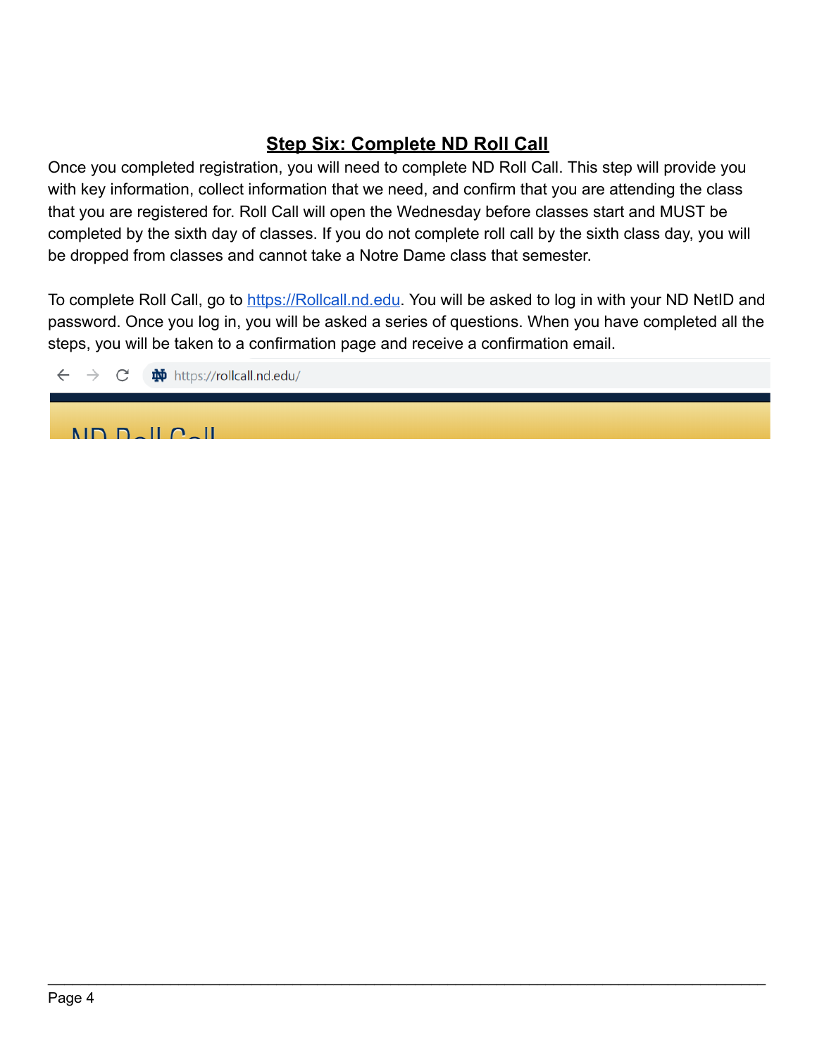## Step Six: Complete ND Roll Call

Once you completed registration, you will need to complete ND Roll Call. This step will provide you with key information, collect information that we need, and confirm that you are attending the class that you are registered for. Roll Call will open the Wednesday before classes start and MUST be completed by the sixth day of classes. If you do not complete roll call by the sixth class day, you will be dropped from classes and cannot take a Notre Dame class that semester.

To complete Roll Call, go to [https://Rollcall.nd.edu](https://Rollcall.nd.edu). You will be asked to log in with your ND NetID and password. Once you log in, you will be asked a series of questions. When you have completed all the steps, you will be taken to a confirmation page and receive a confirmation email.